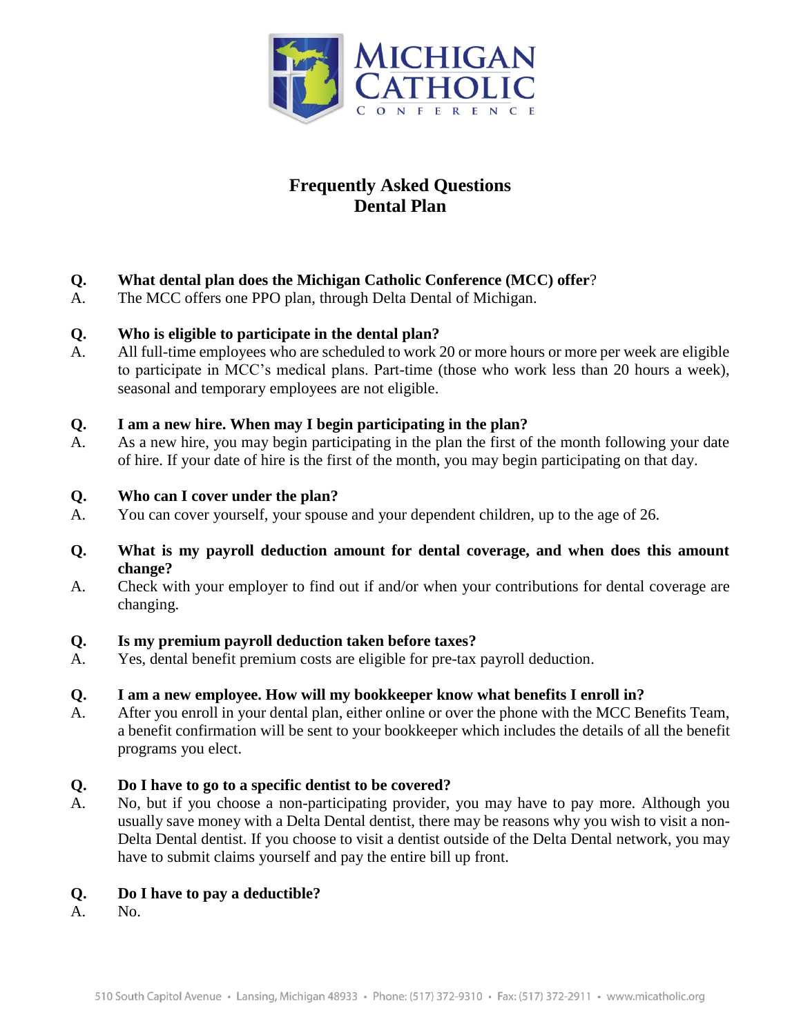# Frequently Asked Questions
# Dental Plan

**Q. What dental plan does the Michigan Catholic Conference (MCC) offer?**
A. The MCC offers one PPO plan, through Delta Dental of Michigan.

**Q. Who is eligible to participate in the dental plan?**
A. All full-time employees who are scheduled to work 20 or more hours or more per week are eligible to participate in MCC's medical plans. Part-time (those who work less than 20 hours a week), seasonal and temporary employees are not eligible.

**Q. I am a new hire. When may I begin participating in the plan?**
A. As a new hire, you may begin participating in the plan the first of the month following your date of hire. If your date of hire is the first of the month, you may begin participating on that day.

**Q. Who can I cover under the plan?**
A. You can cover yourself, your spouse and your dependent children, up to the age of 26.

**Q. What is my payroll deduction amount for dental coverage, and when does this amount change?**
A. Check with your employer to find out if and/or when your contributions for dental coverage are changing.

**Q. Is my premium payroll deduction taken before taxes?**
A. Yes, dental benefit premium costs are eligible for pre-tax payroll deduction.

**Q. I am a new employee. How will my bookkeeper know what benefits I enroll in?**
A. After you enroll in your dental plan, either online or over the phone with the MCC Benefits Team, a benefit confirmation will be sent to your bookkeeper which includes the details of all the benefit programs you elect.

**Q. Do I have to go to a specific dentist to be covered?**
A. No, but if you choose a non-participating provider, you may have to pay more. Although you usually save money with a Delta Dental dentist, there may be reasons why you wish to visit a non-Delta Dental dentist. If you choose to visit a dentist outside of the Delta Dental network, you may have to submit claims yourself and pay the entire bill up front.

**Q. Do I have to pay a deductible?**
A. No.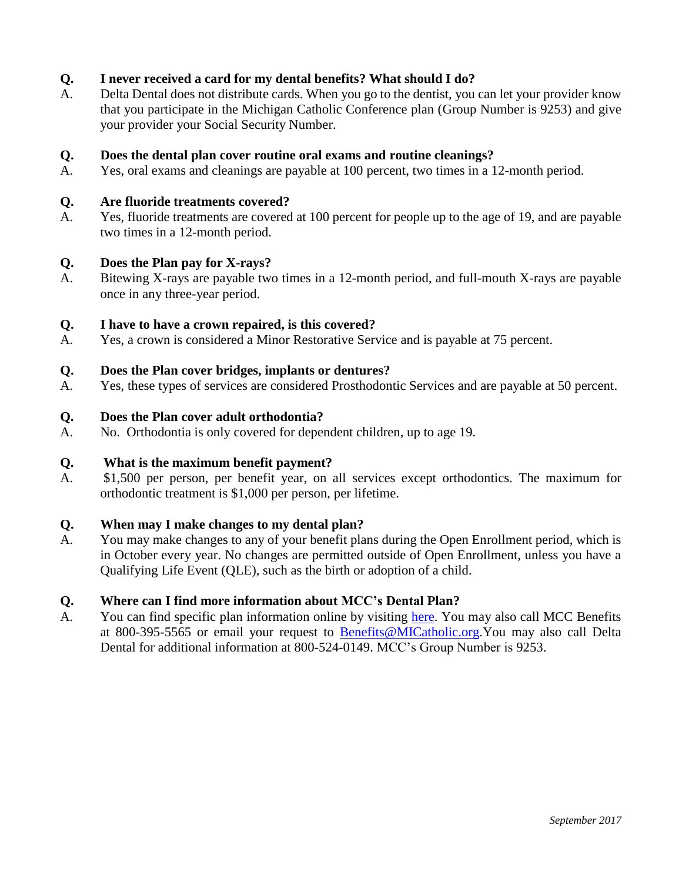**Q. I never received a card for my dental benefits? What should I do?**

A. Delta Dental does not distribute cards. When you go to the dentist, you can let your provider know that you participate in the Michigan Catholic Conference plan (Group Number is 9253) and give your provider your Social Security Number.

**Q. Does the dental plan cover routine oral exams and routine cleanings?**

A. Yes, oral exams and cleanings are payable at 100 percent, two times in a 12-month period.

**Q. Are fluoride treatments covered?**

A. Yes, fluoride treatments are covered at 100 percent for people up to the age of 19, and are payable two times in a 12-month period.

**Q. Does the Plan pay for X-rays?**

A. Bitewing X-rays are payable two times in a 12-month period, and full-mouth X-rays are payable once in any three-year period.

**Q. I have to have a crown repaired, is this covered?**

A. Yes, a crown is considered a Minor Restorative Service and is payable at 75 percent.

**Q. Does the Plan cover bridges, implants or dentures?**

A. Yes, these types of services are considered Prosthodontic Services and are payable at 50 percent.

**Q. Does the Plan cover adult orthodontia?**

A. No. Orthodontia is only covered for dependent children, up to age 19.

**Q. What is the maximum benefit payment?**

A. $1,500 per person, per benefit year, on all services except orthodontics. The maximum for orthodontic treatment is $1,000 per person, per lifetime.

**Q. When may I make changes to my dental plan?**

A. You may make changes to any of your benefit plans during the Open Enrollment period, which is in October every year. No changes are permitted outside of Open Enrollment, unless you have a Qualifying Life Event (QLE), such as the birth or adoption of a child.

**Q. Where can I find more information about MCC's Dental Plan?**

A. You can find specific plan information online by visiting here. You may also call MCC Benefits at 800-395-5565 or email your request to Benefits@MICatholic.org.You may also call Delta Dental for additional information at 800-524-0149. MCC's Group Number is 9253.

*September 2017*